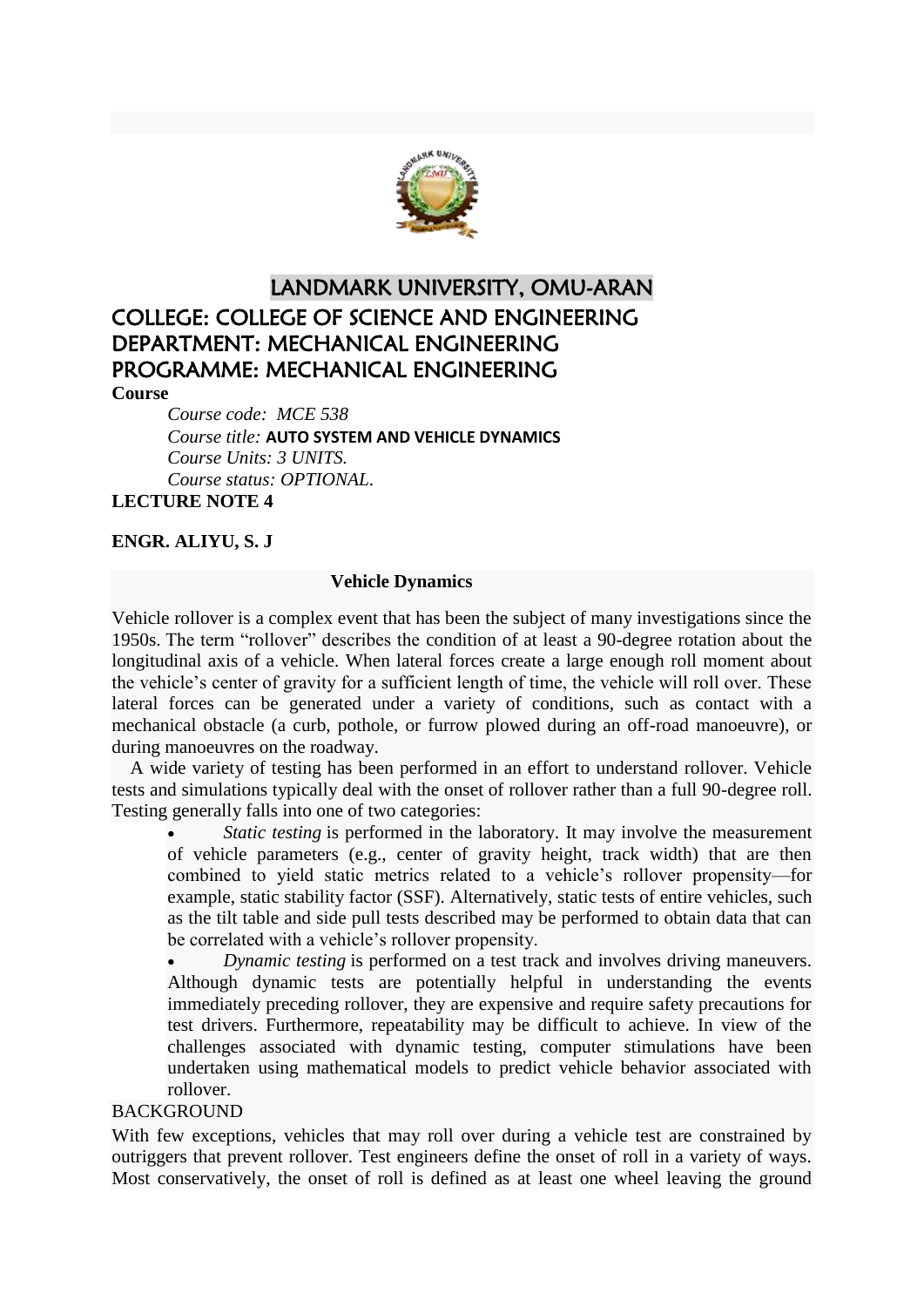# LANDMARK UNIVERSITY, OMU-ARAN

## COLLEGE: COLLEGE OF SCIENCE AND ENGINEERING
## DEPARTMENT: MECHANICAL ENGINEERING
## PROGRAMME: MECHANICAL ENGINEERING

**Course**

*Course code: MCE 538*
*Course title:* **AUTO SYSTEM AND VEHICLE DYNAMICS**
*Course Units: 3 UNITS.*
*Course status: OPTIONAL.*

**LECTURE NOTE 4**

**ENGR. ALIYU, S. J**

**Vehicle Dynamics**

Vehicle rollover is a complex event that has been the subject of many investigations since the 1950s. The term "rollover" describes the condition of at least a 90-degree rotation about the longitudinal axis of a vehicle. When lateral forces create a large enough roll moment about the vehicle's center of gravity for a sufficient length of time, the vehicle will roll over. These lateral forces can be generated under a variety of conditions, such as contact with a mechanical obstacle (a curb, pothole, or furrow plowed during an off-road manoeuvre), or during manoeuvres on the roadway.

A wide variety of testing has been performed in an effort to understand rollover. Vehicle tests and simulations typically deal with the onset of rollover rather than a full 90-degree roll. Testing generally falls into one of two categories:

- *Static testing* is performed in the laboratory. It may involve the measurement of vehicle parameters (e.g., center of gravity height, track width) that are then combined to yield static metrics related to a vehicle's rollover propensity—for example, static stability factor (SSF). Alternatively, static tests of entire vehicles, such as the tilt table and side pull tests described may be performed to obtain data that can be correlated with a vehicle's rollover propensity.
- *Dynamic testing* is performed on a test track and involves driving maneuvers. Although dynamic tests are potentially helpful in understanding the events immediately preceding rollover, they are expensive and require safety precautions for test drivers. Furthermore, repeatability may be difficult to achieve. In view of the challenges associated with dynamic testing, computer stimulations have been undertaken using mathematical models to predict vehicle behavior associated with rollover.

BACKGROUND

With few exceptions, vehicles that may roll over during a vehicle test are constrained by outriggers that prevent rollover. Test engineers define the onset of roll in a variety of ways. Most conservatively, the onset of roll is defined as at least one wheel leaving the ground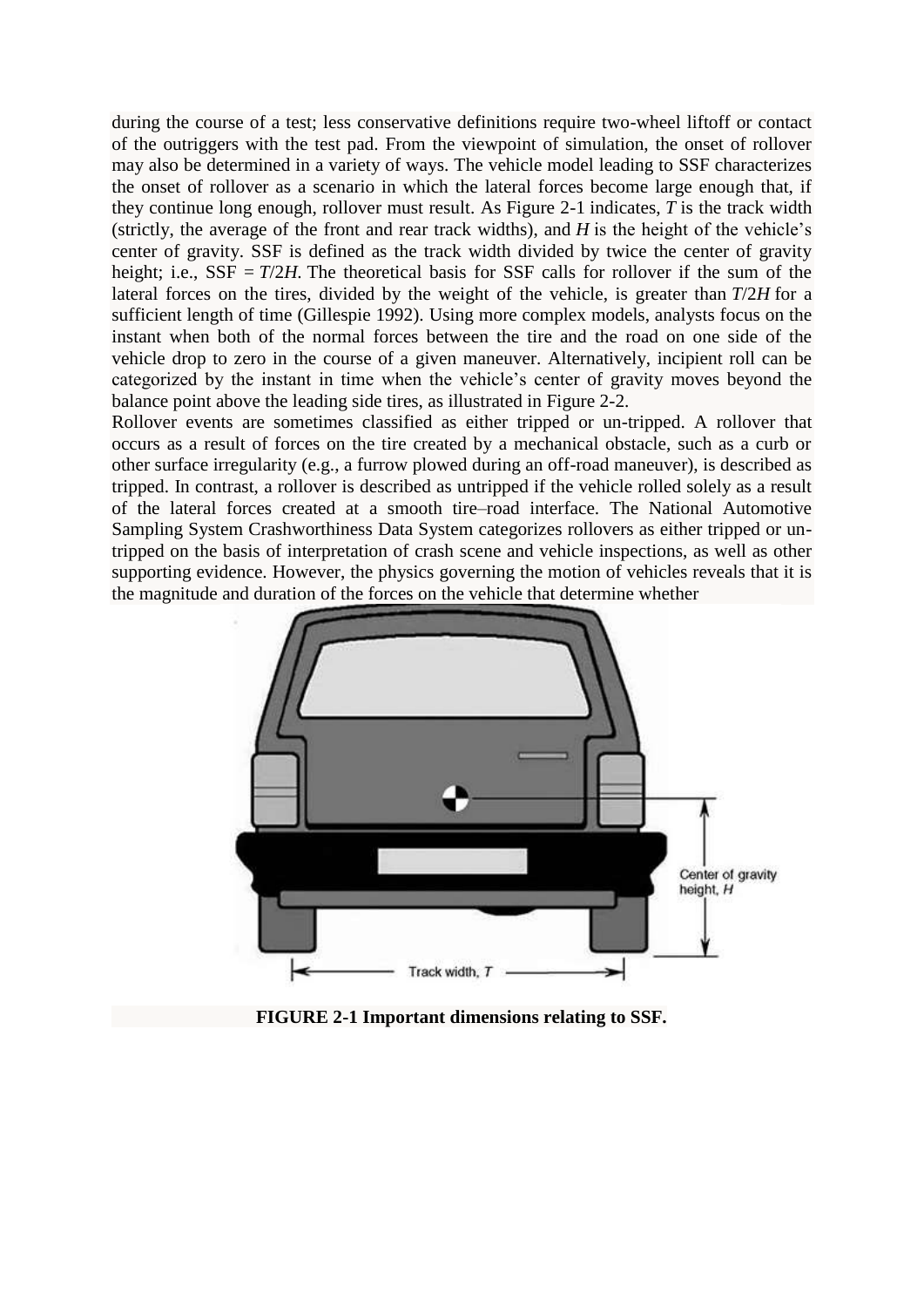during the course of a test; less conservative definitions require two-wheel liftoff or contact of the outriggers with the test pad. From the viewpoint of simulation, the onset of rollover may also be determined in a variety of ways. The vehicle model leading to SSF characterizes the onset of rollover as a scenario in which the lateral forces become large enough that, if they continue long enough, rollover must result. As Figure 2-1 indicates, $T$ is the track width (strictly, the average of the front and rear track widths), and $H$ is the height of the vehicle's center of gravity. SSF is defined as the track width divided by twice the center of gravity height; i.e., SSF = $T/2H$. The theoretical basis for SSF calls for rollover if the sum of the lateral forces on the tires, divided by the weight of the vehicle, is greater than $T/2H$ for a sufficient length of time (Gillespie 1992). Using more complex models, analysts focus on the instant when both of the normal forces between the tire and the road on one side of the vehicle drop to zero in the course of a given maneuver. Alternatively, incipient roll can be categorized by the instant in time when the vehicle's center of gravity moves beyond the balance point above the leading side tires, as illustrated in Figure 2-2.

Rollover events are sometimes classified as either tripped or un-tripped. A rollover that occurs as a result of forces on the tire created by a mechanical obstacle, such as a curb or other surface irregularity (e.g., a furrow plowed during an off-road maneuver), is described as tripped. In contrast, a rollover is described as untripped if the vehicle rolled solely as a result of the lateral forces created at a smooth tire–road interface. The National Automotive Sampling System Crashworthiness Data System categorizes rollovers as either tripped or un-tripped on the basis of interpretation of crash scene and vehicle inspections, as well as other supporting evidence. However, the physics governing the motion of vehicles reveals that it is the magnitude and duration of the forces on the vehicle that determine whether

Center of gravity height, $H$

Track width, $T$

**FIGURE 2-1 Important dimensions relating to SSF.**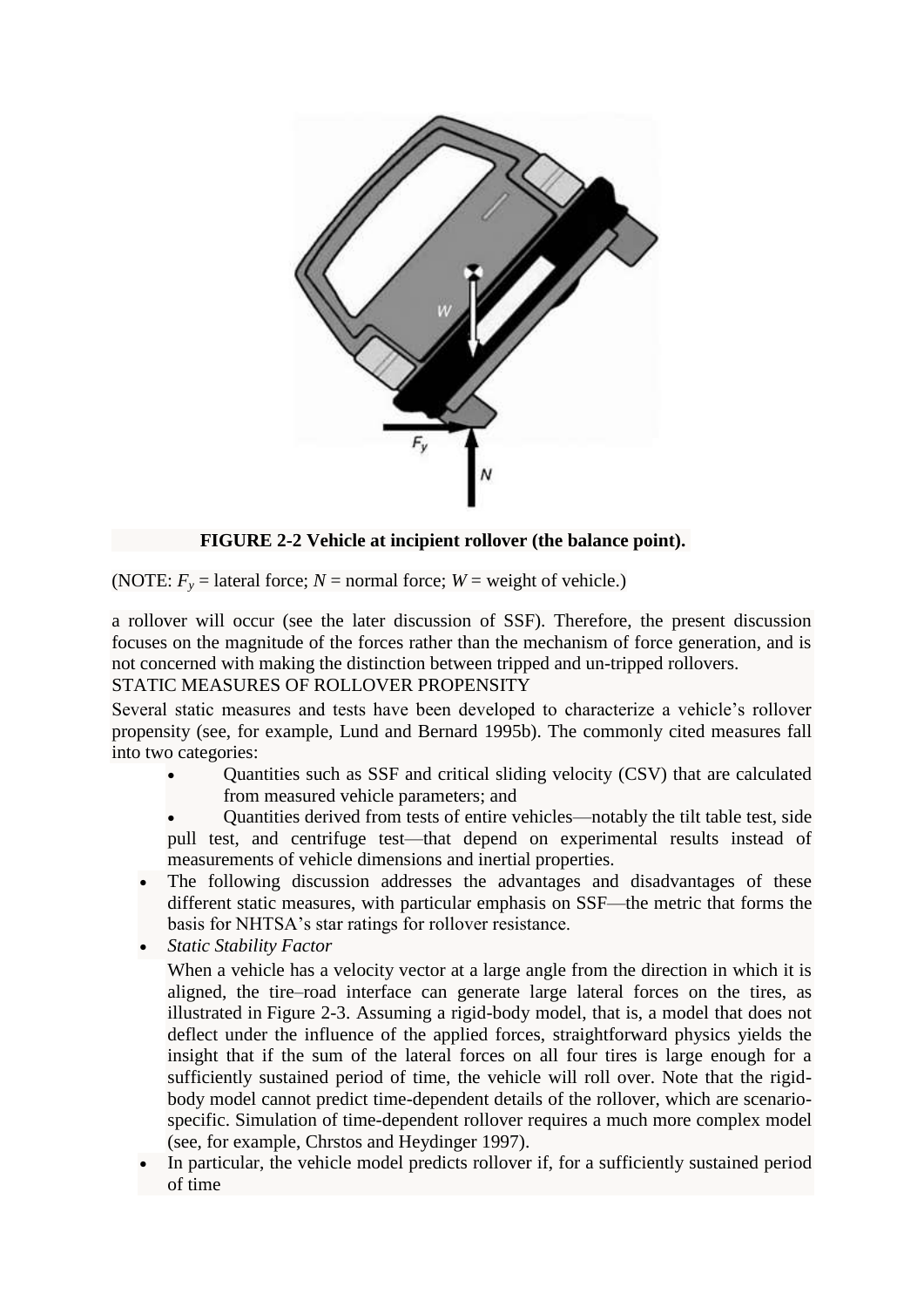F_y

N

W

**FIGURE 2-2 Vehicle at incipient rollover (the balance point).**

(NOTE: $F_y$ = lateral force; $N$ = normal force; $W$ = weight of vehicle.)

a rollover will occur (see the later discussion of SSF). Therefore, the present discussion focuses on the magnitude of the forces rather than the mechanism of force generation, and is not concerned with making the distinction between tripped and un-tripped rollovers.

STATIC MEASURES OF ROLLOVER PROPENSITY

Several static measures and tests have been developed to characterize a vehicle's rollover propensity (see, for example, Lund and Bernard 1995b). The commonly cited measures fall into two categories:

- Quantities such as SSF and critical sliding velocity (CSV) that are calculated from measured vehicle parameters; and
- Quantities derived from tests of entire vehicles—notably the tilt table test, side pull test, and centrifuge test—that depend on experimental results instead of measurements of vehicle dimensions and inertial properties.

- The following discussion addresses the advantages and disadvantages of these different static measures, with particular emphasis on SSF—the metric that forms the basis for NHTSA's star ratings for rollover resistance.
- *Static Stability Factor*

  When a vehicle has a velocity vector at a large angle from the direction in which it is aligned, the tire–road interface can generate large lateral forces on the tires, as illustrated in Figure 2-3. Assuming a rigid-body model, that is, a model that does not deflect under the influence of the applied forces, straightforward physics yields the insight that if the sum of the lateral forces on all four tires is large enough for a sufficiently sustained period of time, the vehicle will roll over. Note that the rigid-body model cannot predict time-dependent details of the rollover, which are scenario-specific. Simulation of time-dependent rollover requires a much more complex model (see, for example, Chrstos and Heydinger 1997).
- In particular, the vehicle model predicts rollover if, for a sufficiently sustained period of time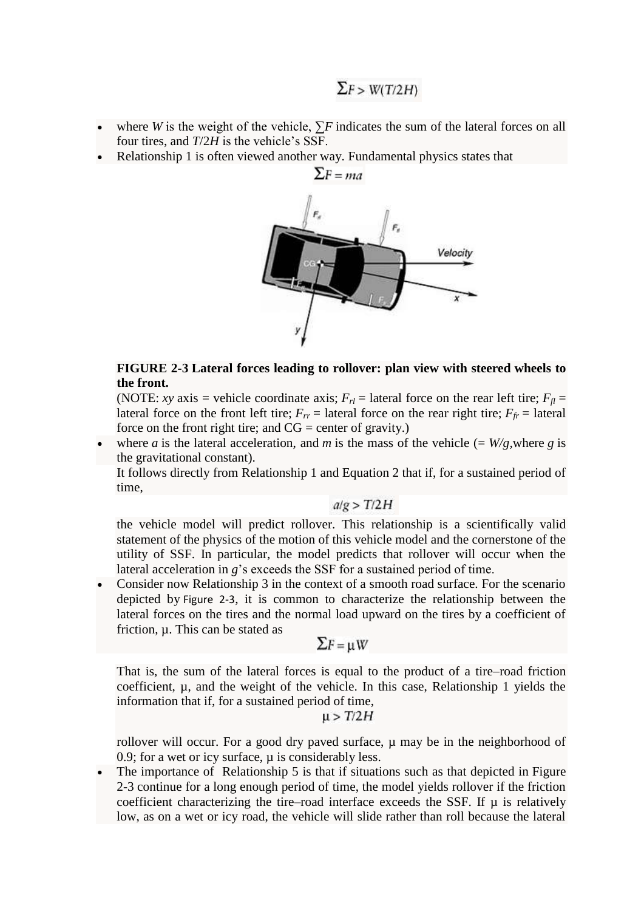$$\sum F > W(T/2H)$$

- where $W$ is the weight of the vehicle, $\sum F$ indicates the sum of the lateral forces on all four tires, and $T/2H$ is the vehicle's SSF.
- Relationship 1 is often viewed another way. Fundamental physics states that

$$\sum F = ma$$

**FIGURE 2-3 Lateral forces leading to rollover: plan view with steered wheels to the front.**

(NOTE: $xy$ axis = vehicle coordinate axis; $F_{rl}$ = lateral force on the rear left tire; $F_{fl}$ = lateral force on the front left tire; $F_{rr}$ = lateral force on the rear right tire; $F_{fr}$ = lateral force on the front right tire; and CG = center of gravity.)

- where $a$ is the lateral acceleration, and $m$ is the mass of the vehicle (= $W/g$, where $g$ is the gravitational constant).

  It follows directly from Relationship 1 and Equation 2 that if, for a sustained period of time,

$$a/g > T/2H$$

  the vehicle model will predict rollover. This relationship is a scientifically valid statement of the physics of the motion of this vehicle model and the cornerstone of the utility of SSF. In particular, the model predicts that rollover will occur when the lateral acceleration in $g$'s exceeds the SSF for a sustained period of time.

- Consider now Relationship 3 in the context of a smooth road surface. For the scenario depicted by Figure 2-3, it is common to characterize the relationship between the lateral forces on the tires and the normal load upward on the tires by a coefficient of friction, μ. This can be stated as

$$\sum F = \mu W$$

  That is, the sum of the lateral forces is equal to the product of a tire–road friction coefficient, μ, and the weight of the vehicle. In this case, Relationship 1 yields the information that if, for a sustained period of time,

$$\mu > T/2H$$

  rollover will occur. For a good dry paved surface, μ may be in the neighborhood of 0.9; for a wet or icy surface, μ is considerably less.

- The importance of Relationship 5 is that if situations such as that depicted in Figure 2-3 continue for a long enough period of time, the model yields rollover if the friction coefficient characterizing the tire–road interface exceeds the SSF. If μ is relatively low, as on a wet or icy road, the vehicle will slide rather than roll because the lateral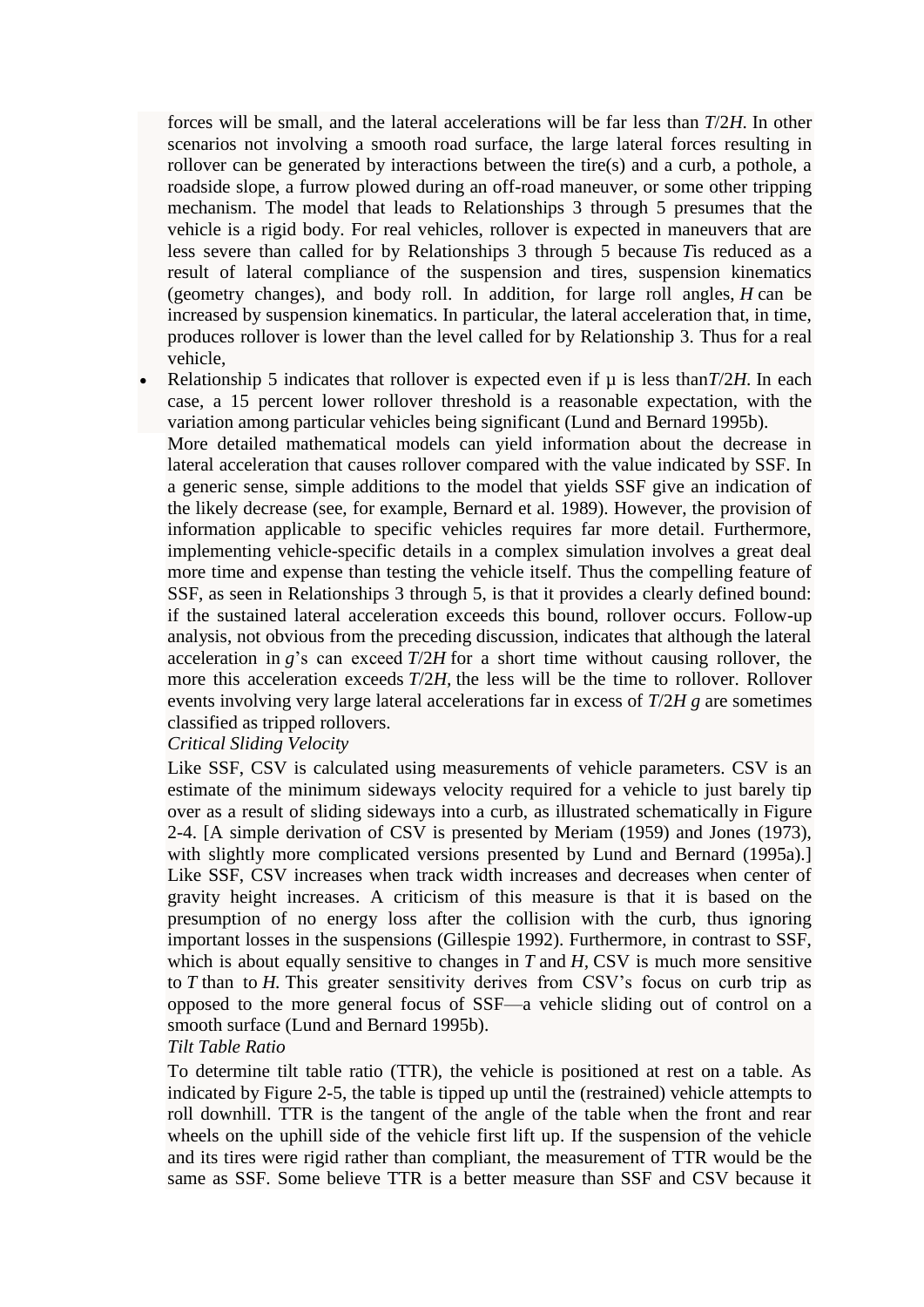forces will be small, and the lateral accelerations will be far less than $T/2H$. In other scenarios not involving a smooth road surface, the large lateral forces resulting in rollover can be generated by interactions between the tire(s) and a curb, a pothole, a roadside slope, a furrow plowed during an off-road maneuver, or some other tripping mechanism. The model that leads to Relationships 3 through 5 presumes that the vehicle is a rigid body. For real vehicles, rollover is expected in maneuvers that are less severe than called for by Relationships 3 through 5 because $T$ is reduced as a result of lateral compliance of the suspension and tires, suspension kinematics (geometry changes), and body roll. In addition, for large roll angles, $H$ can be increased by suspension kinematics. In particular, the lateral acceleration that, in time, produces rollover is lower than the level called for by Relationship 3. Thus for a real vehicle,

- Relationship 5 indicates that rollover is expected even if $\mu$ is less than $T/2H$. In each case, a 15 percent lower rollover threshold is a reasonable expectation, with the variation among particular vehicles being significant (Lund and Bernard 1995b).

More detailed mathematical models can yield information about the decrease in lateral acceleration that causes rollover compared with the value indicated by SSF. In a generic sense, simple additions to the model that yields SSF give an indication of the likely decrease (see, for example, Bernard et al. 1989). However, the provision of information applicable to specific vehicles requires far more detail. Furthermore, implementing vehicle-specific details in a complex simulation involves a great deal more time and expense than testing the vehicle itself. Thus the compelling feature of SSF, as seen in Relationships 3 through 5, is that it provides a clearly defined bound: if the sustained lateral acceleration exceeds this bound, rollover occurs. Follow-up analysis, not obvious from the preceding discussion, indicates that although the lateral acceleration in $g$'s can exceed $T/2H$ for a short time without causing rollover, the more this acceleration exceeds $T/2H$, the less will be the time to rollover. Rollover events involving very large lateral accelerations far in excess of $T/2H$ $g$ are sometimes classified as tripped rollovers.

*Critical Sliding Velocity*

Like SSF, CSV is calculated using measurements of vehicle parameters. CSV is an estimate of the minimum sideways velocity required for a vehicle to just barely tip over as a result of sliding sideways into a curb, as illustrated schematically in Figure 2-4. [A simple derivation of CSV is presented by Meriam (1959) and Jones (1973), with slightly more complicated versions presented by Lund and Bernard (1995a).] Like SSF, CSV increases when track width increases and decreases when center of gravity height increases. A criticism of this measure is that it is based on the presumption of no energy loss after the collision with the curb, thus ignoring important losses in the suspensions (Gillespie 1992). Furthermore, in contrast to SSF, which is about equally sensitive to changes in $T$ and $H$, CSV is much more sensitive to $T$ than to $H$. This greater sensitivity derives from CSV's focus on curb trip as opposed to the more general focus of SSF—a vehicle sliding out of control on a smooth surface (Lund and Bernard 1995b).

*Tilt Table Ratio*

To determine tilt table ratio (TTR), the vehicle is positioned at rest on a table. As indicated by Figure 2-5, the table is tipped up until the (restrained) vehicle attempts to roll downhill. TTR is the tangent of the angle of the table when the front and rear wheels on the uphill side of the vehicle first lift up. If the suspension of the vehicle and its tires were rigid rather than compliant, the measurement of TTR would be the same as SSF. Some believe TTR is a better measure than SSF and CSV because it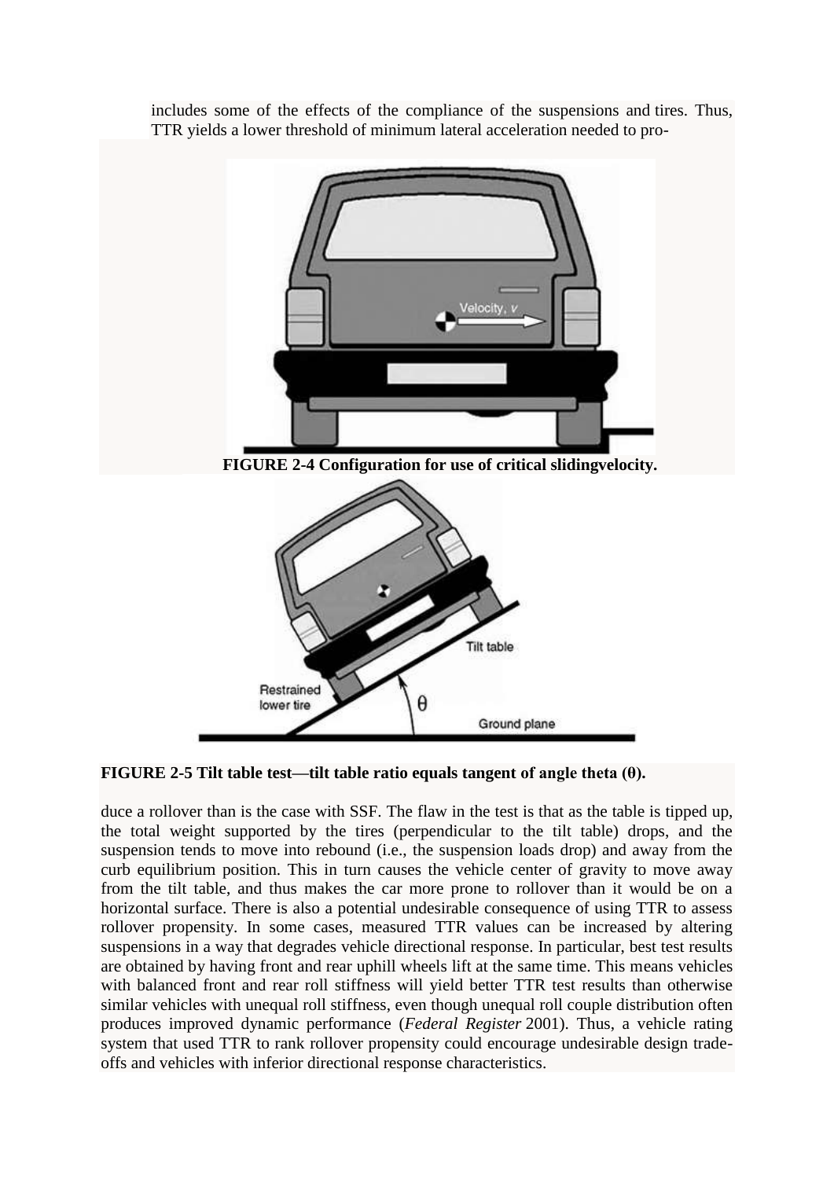includes some of the effects of the compliance of the suspensions and tires. Thus, TTR yields a lower threshold of minimum lateral acceleration needed to pro-

**FIGURE 2-4 Configuration for use of critical slidingvelocity.**

**FIGURE 2-5 Tilt table test—tilt table ratio equals tangent of angle theta (θ).**

duce a rollover than is the case with SSF. The flaw in the test is that as the table is tipped up, the total weight supported by the tires (perpendicular to the tilt table) drops, and the suspension tends to move into rebound (i.e., the suspension loads drop) and away from the curb equilibrium position. This in turn causes the vehicle center of gravity to move away from the tilt table, and thus makes the car more prone to rollover than it would be on a horizontal surface. There is also a potential undesirable consequence of using TTR to assess rollover propensity. In some cases, measured TTR values can be increased by altering suspensions in a way that degrades vehicle directional response. In particular, best test results are obtained by having front and rear uphill wheels lift at the same time. This means vehicles with balanced front and rear roll stiffness will yield better TTR test results than otherwise similar vehicles with unequal roll stiffness, even though unequal roll couple distribution often produces improved dynamic performance (*Federal Register* 2001). Thus, a vehicle rating system that used TTR to rank rollover propensity could encourage undesirable design trade-offs and vehicles with inferior directional response characteristics.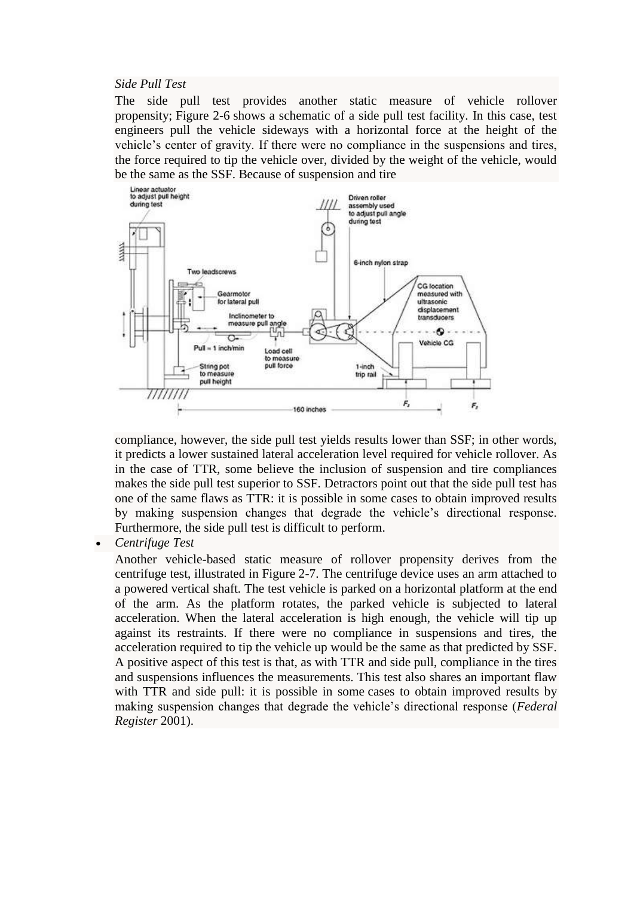*Side Pull Test*

The side pull test provides another static measure of vehicle rollover propensity; Figure 2-6 shows a schematic of a side pull test facility. In this case, test engineers pull the vehicle sideways with a horizontal force at the height of the vehicle's center of gravity. If there were no compliance in the suspensions and tires, the force required to tip the vehicle over, divided by the weight of the vehicle, would be the same as the SSF. Because of suspension and tire compliance, however, the side pull test yields results lower than SSF; in other words, it predicts a lower sustained lateral acceleration level required for vehicle rollover. As in the case of TTR, some believe the inclusion of suspension and tire compliances makes the side pull test superior to SSF. Detractors point out that the side pull test has one of the same flaws as TTR: it is possible in some cases to obtain improved results by making suspension changes that degrade the vehicle's directional response. Furthermore, the side pull test is difficult to perform.

Linear actuator to adjust pull height during test

Driven roller assembly used to adjust pull angle during test

6-inch nylon strap

Two leadscrews

Gearmotor for lateral pull

CG location measured with ultrasonic displacement transducers

Inclinometer to measure pull angle

Vehicle CG

Pull = 1 inch/min

Load cell to measure pull force

String pot to measure pull height

1-inch trip rail

160 inches

$F_z$

$F_z$

- *Centrifuge Test*

  Another vehicle-based static measure of rollover propensity derives from the centrifuge test, illustrated in Figure 2-7. The centrifuge device uses an arm attached to a powered vertical shaft. The test vehicle is parked on a horizontal platform at the end of the arm. As the platform rotates, the parked vehicle is subjected to lateral acceleration. When the lateral acceleration is high enough, the vehicle will tip up against its restraints. If there were no compliance in suspensions and tires, the acceleration required to tip the vehicle up would be the same as that predicted by SSF. A positive aspect of this test is that, as with TTR and side pull, compliance in the tires and suspensions influences the measurements. This test also shares an important flaw with TTR and side pull: it is possible in some cases to obtain improved results by making suspension changes that degrade the vehicle's directional response (*Federal Register* 2001).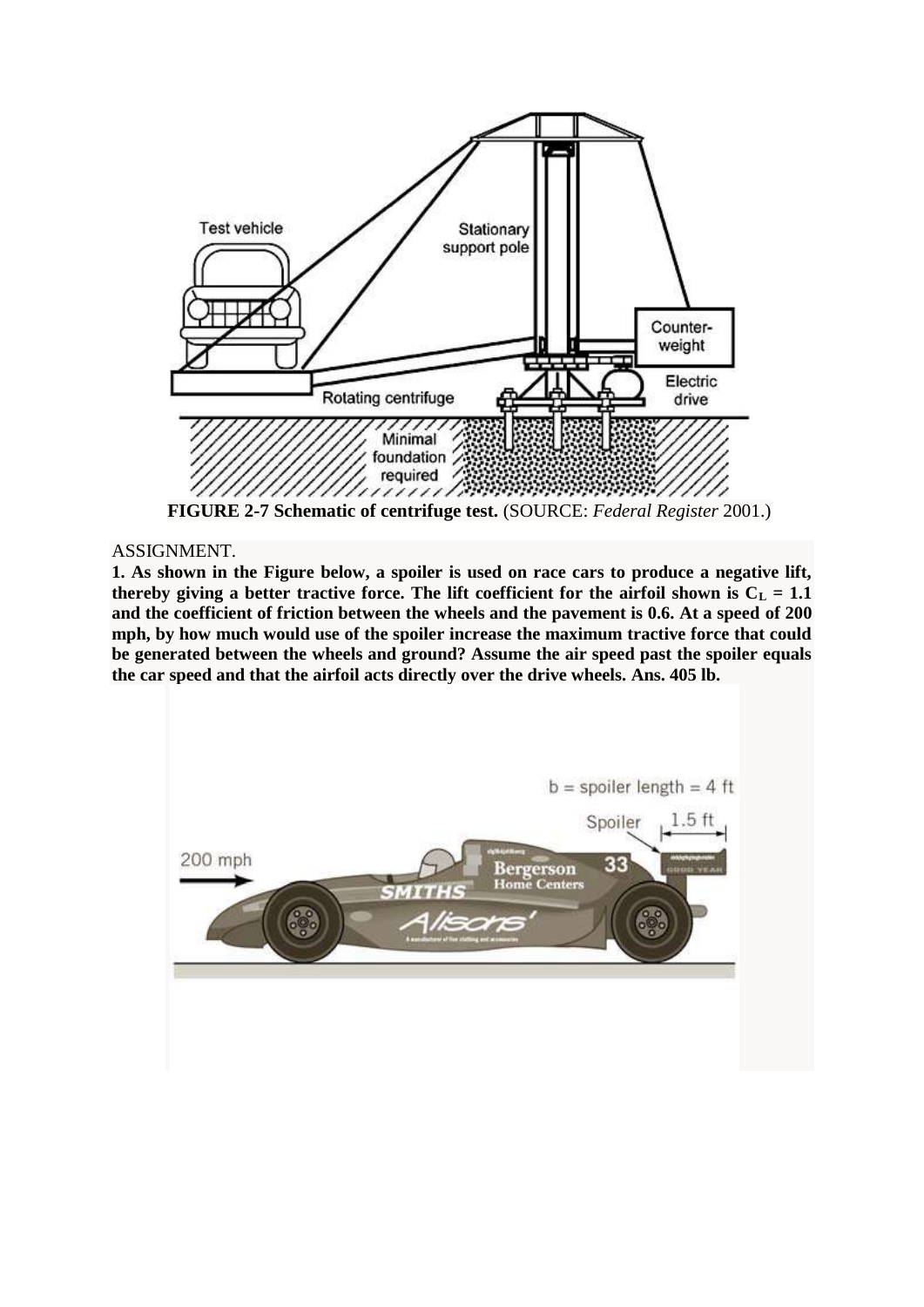**FIGURE 2-7 Schematic of centrifuge test.** (SOURCE: *Federal Register* 2001.)

ASSIGNMENT.

**1. As shown in the Figure below, a spoiler is used on race cars to produce a negative lift, thereby giving a better tractive force. The lift coefficient for the airfoil shown is $C_L = 1.1$ and the coefficient of friction between the wheels and the pavement is 0.6. At a speed of 200 mph, by how much would use of the spoiler increase the maximum tractive force that could be generated between the wheels and ground? Assume the air speed past the spoiler equals the car speed and that the airfoil acts directly over the drive wheels. Ans. 405 lb.**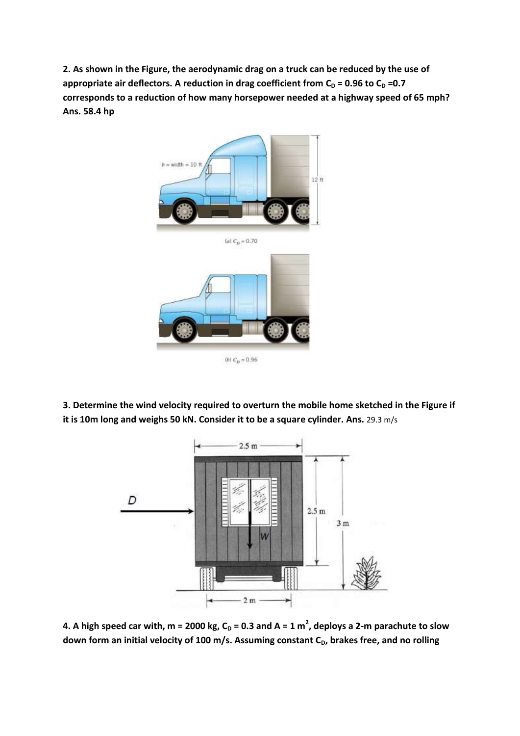**2. As shown in the Figure, the aerodynamic drag on a truck can be reduced by the use of appropriate air deflectors. A reduction in drag coefficient from $C_D$ = 0.96 to $C_D$ =0.7 corresponds to a reduction of how many horsepower needed at a highway speed of 65 mph? Ans. 58.4 hp**

$b$ = width = 10 ft

12 ft

(a) $C_D = 0.70$

(b) $C_D = 0.96$

**3. Determine the wind velocity required to overturn the mobile home sketched in the Figure if it is 10m long and weighs 50 kN. Consider it to be a square cylinder. Ans.** 29.3 m/s

2.5 m

D

W

2.5 m

3 m

2 m

**4. A high speed car with, m = 2000 kg, $C_D$ = 0.3 and A = 1 $m^2$, deploys a 2-m parachute to slow down form an initial velocity of 100 m/s. Assuming constant $C_D$, brakes free, and no rolling**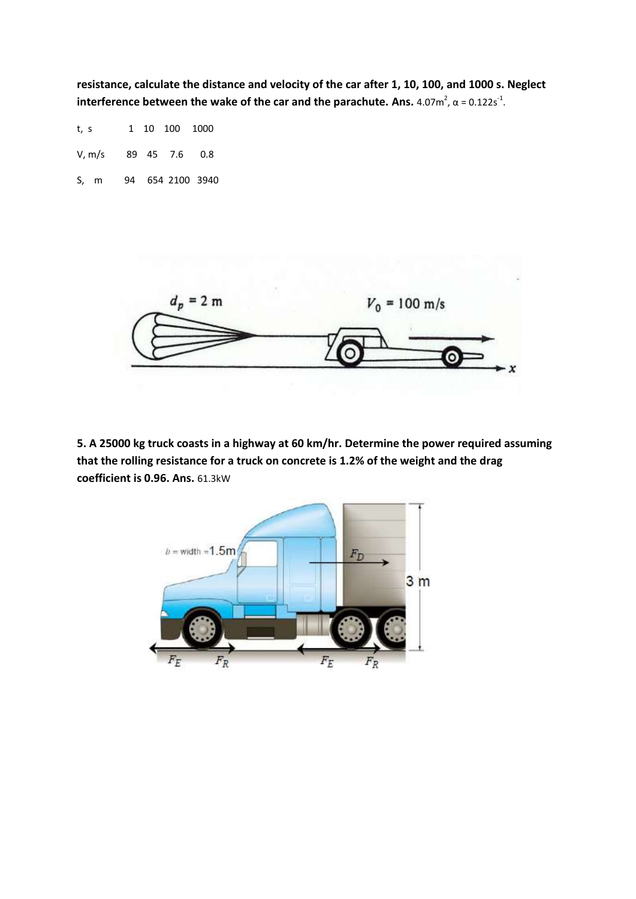**resistance, calculate the distance and velocity of the car after 1, 10, 100, and 1000 s. Neglect interference between the wake of the car and the parachute. Ans.** $4.07m^2$, $\alpha = 0.122s^{-1}$.

| | | | | |
|---|---|---|---|---|
| t, s | 1 | 10 | 100 | 1000 |
| V, m/s | 89 | 45 | 7.6 | 0.8 |
| S, m | 94 | 654 | 2100 | 3940 |

$d_p$ = 2 m

$V_0$ = 100 m/s

x

**5. A 25000 kg truck coasts in a highway at 60 km/hr. Determine the power required assuming that the rolling resistance for a truck on concrete is 1.2% of the weight and the drag coefficient is 0.96. Ans.** 61.3kW

b = width =1.5m

$F_D$

3 m

$F_E$ $F_R$ $F_E$ $F_R$